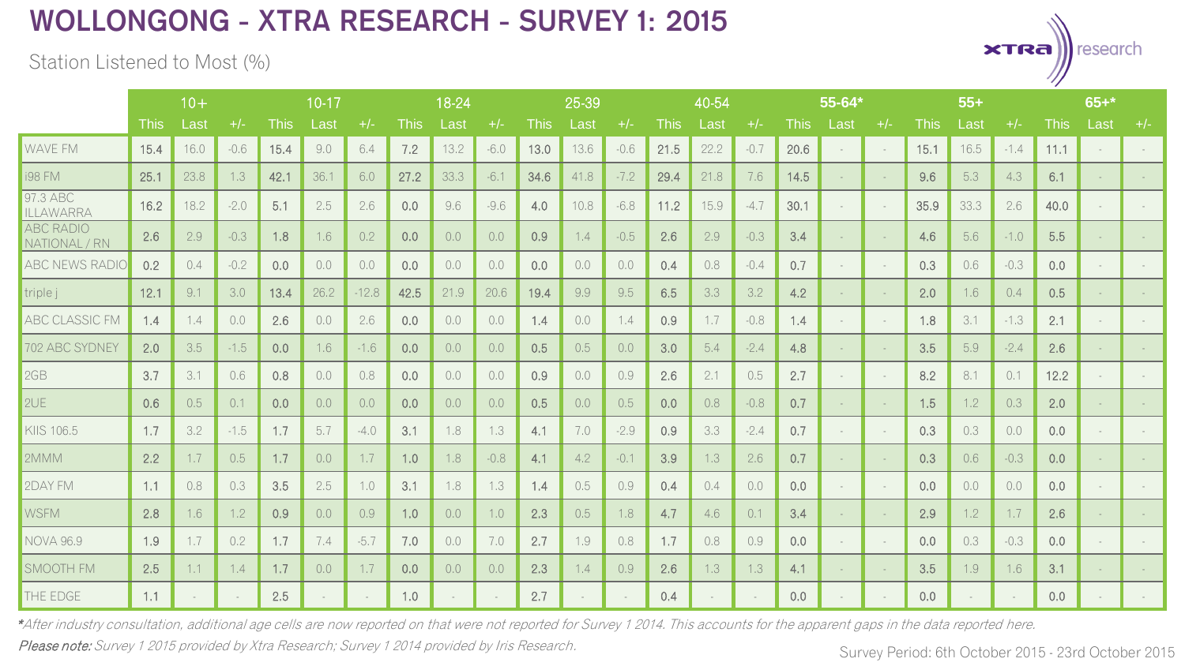# WOLLONGONG - XTRA RESEARCH - SURVEY 1: 2015

Station Listened to Most (%)

| | 10+ | | | 10-17 | | | 18-24 | | | 25-39 | | | 40-54 | | | 55-64* | | | 55+ | | | 65+* | | |
|---|---|---|---|---|---|---|---|---|---|---|---|---|---|---|---|---|---|---|---|---|---|---|---|---|
| | This | Last | +/- | This | Last | +/- | This | Last | +/- | This | Last | +/- | This | Last | +/- | This | Last | +/- | This | Last | +/- | This | Last | +/- |
| WAVE FM | 15.4 | 16.0 | -0.6 | 15.4 | 9.0 | 6.4 | 7.2 | 13.2 | -6.0 | 13.0 | 13.6 | -0.6 | 21.5 | 22.2 | -0.7 | 20.6 | - | - | 15.1 | 16.5 | -1.4 | 11.1 | - | - |
| i98 FM | 25.1 | 23.8 | 1.3 | 42.1 | 36.1 | 6.0 | 27.2 | 33.3 | -6.1 | 34.6 | 41.8 | -7.2 | 29.4 | 21.8 | 7.6 | 14.5 | - | - | 9.6 | 5.3 | 4.3 | 6.1 | - | - |
| 97.3 ABC ILLAWARRA | 16.2 | 18.2 | -2.0 | 5.1 | 2.5 | 2.6 | 0.0 | 9.6 | -9.6 | 4.0 | 10.8 | -6.8 | 11.2 | 15.9 | -4.7 | 30.1 | - | - | 35.9 | 33.3 | 2.6 | 40.0 | - | - |
| ABC RADIO NATIONAL / RN | 2.6 | 2.9 | -0.3 | 1.8 | 1.6 | 0.2 | 0.0 | 0.0 | 0.0 | 0.9 | 1.4 | -0.5 | 2.6 | 2.9 | -0.3 | 3.4 | - | - | 4.6 | 5.6 | -1.0 | 5.5 | - | - |
| ABC NEWS RADIO | 0.2 | 0.4 | -0.2 | 0.0 | 0.0 | 0.0 | 0.0 | 0.0 | 0.0 | 0.0 | 0.0 | 0.0 | 0.4 | 0.8 | -0.4 | 0.7 | - | - | 0.3 | 0.6 | -0.3 | 0.0 | - | - |
| triple j | 12.1 | 9.1 | 3.0 | 13.4 | 26.2 | -12.8 | 42.5 | 21.9 | 20.6 | 19.4 | 9.9 | 9.5 | 6.5 | 3.3 | 3.2 | 4.2 | - | - | 2.0 | 1.6 | 0.4 | 0.5 | - | - |
| ABC CLASSIC FM | 1.4 | 1.4 | 0.0 | 2.6 | 0.0 | 2.6 | 0.0 | 0.0 | 0.0 | 1.4 | 0.0 | 1.4 | 0.9 | 1.7 | -0.8 | 1.4 | - | - | 1.8 | 3.1 | -1.3 | 2.1 | - | - |
| 702 ABC SYDNEY | 2.0 | 3.5 | -1.5 | 0.0 | 1.6 | -1.6 | 0.0 | 0.0 | 0.0 | 0.5 | 0.5 | 0.0 | 3.0 | 5.4 | -2.4 | 4.8 | - | - | 3.5 | 5.9 | -2.4 | 2.6 | - | - |
| 2GB | 3.7 | 3.1 | 0.6 | 0.8 | 0.0 | 0.8 | 0.0 | 0.0 | 0.0 | 0.9 | 0.0 | 0.9 | 2.6 | 2.1 | 0.5 | 2.7 | - | - | 8.2 | 8.1 | 0.1 | 12.2 | - | - |
| 2UE | 0.6 | 0.5 | 0.1 | 0.0 | 0.0 | 0.0 | 0.0 | 0.0 | 0.0 | 0.5 | 0.0 | 0.5 | 0.0 | 0.8 | -0.8 | 0.7 | - | - | 1.5 | 1.2 | 0.3 | 2.0 | - | - |
| KIIS 106.5 | 1.7 | 3.2 | -1.5 | 1.7 | 5.7 | -4.0 | 3.1 | 1.8 | 1.3 | 4.1 | 7.0 | -2.9 | 0.9 | 3.3 | -2.4 | 0.7 | - | - | 0.3 | 0.3 | 0.0 | 0.0 | - | - |
| 2MMM | 2.2 | 1.7 | 0.5 | 1.7 | 0.0 | 1.7 | 1.0 | 1.8 | -0.8 | 4.1 | 4.2 | -0.1 | 3.9 | 1.3 | 2.6 | 0.7 | - | - | 0.3 | 0.6 | -0.3 | 0.0 | - | - |
| 2DAY FM | 1.1 | 0.8 | 0.3 | 3.5 | 2.5 | 1.0 | 3.1 | 1.8 | 1.3 | 1.4 | 0.5 | 0.9 | 0.4 | 0.4 | 0.0 | 0.0 | - | - | 0.0 | 0.0 | 0.0 | 0.0 | - | - |
| WSFM | 2.8 | 1.6 | 1.2 | 0.9 | 0.0 | 0.9 | 1.0 | 0.0 | 1.0 | 2.3 | 0.5 | 1.8 | 4.7 | 4.6 | 0.1 | 3.4 | - | - | 2.9 | 1.2 | 1.7 | 2.6 | - | - |
| NOVA 96.9 | 1.9 | 1.7 | 0.2 | 1.7 | 7.4 | -5.7 | 7.0 | 0.0 | 7.0 | 2.7 | 1.9 | 0.8 | 1.7 | 0.8 | 0.9 | 0.0 | - | - | 0.0 | 0.3 | -0.3 | 0.0 | - | - |
| SMOOTH FM | 2.5 | 1.1 | 1.4 | 1.7 | 0.0 | 1.7 | 0.0 | 0.0 | 0.0 | 2.3 | 1.4 | 0.9 | 2.6 | 1.3 | 1.3 | 4.1 | - | - | 3.5 | 1.9 | 1.6 | 3.1 | - | - |
| THE EDGE | 1.1 | - | - | 2.5 | - | - | 1.0 | - | - | 2.7 | - | - | 0.4 | - | - | 0.0 | - | - | 0.0 | - | - | 0.0 | - | - |

**After industry consultation, additional age cells are now reported on that were not reported for Survey 1 2014. This accounts for the apparent gaps in the data reported here.*

***Please note:*** *Survey 1 2015 provided by Xtra Research; Survey 1 2014 provided by Iris Research.*

Survey Period: 6th October 2015 - 23rd October 2015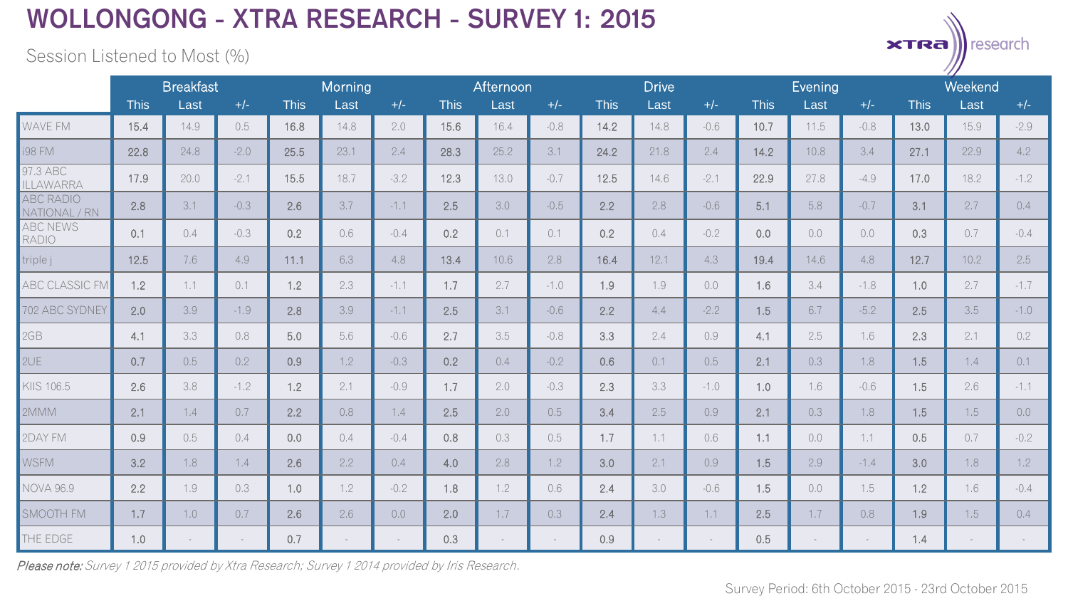# WOLLONGONG - XTRA RESEARCH - SURVEY 1: 2015

Session Listened to Most (%)

| | Breakfast | | | Morning | | | Afternoon | | | Drive | | | Evening | | | Weekend | | |
|---|---|---|---|---|---|---|---|---|---|---|---|---|---|---|---|---|---|---|
| | This | Last | +/- | This | Last | +/- | This | Last | +/- | This | Last | +/- | This | Last | +/- | This | Last | +/- |
| WAVE FM | 15.4 | 14.9 | 0.5 | 16.8 | 14.8 | 2.0 | 15.6 | 16.4 | -0.8 | 14.2 | 14.8 | -0.6 | 10.7 | 11.5 | -0.8 | 13.0 | 15.9 | -2.9 |
| i98 FM | 22.8 | 24.8 | -2.0 | 25.5 | 23.1 | 2.4 | 28.3 | 25.2 | 3.1 | 24.2 | 21.8 | 2.4 | 14.2 | 10.8 | 3.4 | 27.1 | 22.9 | 4.2 |
| 97.3 ABC ILLAWARRA | 17.9 | 20.0 | -2.1 | 15.5 | 18.7 | -3.2 | 12.3 | 13.0 | -0.7 | 12.5 | 14.6 | -2.1 | 22.9 | 27.8 | -4.9 | 17.0 | 18.2 | -1.2 |
| ABC RADIO NATIONAL / RN | 2.8 | 3.1 | -0.3 | 2.6 | 3.7 | -1.1 | 2.5 | 3.0 | -0.5 | 2.2 | 2.8 | -0.6 | 5.1 | 5.8 | -0.7 | 3.1 | 2.7 | 0.4 |
| ABC NEWS RADIO | 0.1 | 0.4 | -0.3 | 0.2 | 0.6 | -0.4 | 0.2 | 0.1 | 0.1 | 0.2 | 0.4 | -0.2 | 0.0 | 0.0 | 0.0 | 0.3 | 0.7 | -0.4 |
| triple j | 12.5 | 7.6 | 4.9 | 11.1 | 6.3 | 4.8 | 13.4 | 10.6 | 2.8 | 16.4 | 12.1 | 4.3 | 19.4 | 14.6 | 4.8 | 12.7 | 10.2 | 2.5 |
| ABC CLASSIC FM | 1.2 | 1.1 | 0.1 | 1.2 | 2.3 | -1.1 | 1.7 | 2.7 | -1.0 | 1.9 | 1.9 | 0.0 | 1.6 | 3.4 | -1.8 | 1.0 | 2.7 | -1.7 |
| 702 ABC SYDNEY | 2.0 | 3.9 | -1.9 | 2.8 | 3.9 | -1.1 | 2.5 | 3.1 | -0.6 | 2.2 | 4.4 | -2.2 | 1.5 | 6.7 | -5.2 | 2.5 | 3.5 | -1.0 |
| 2GB | 4.1 | 3.3 | 0.8 | 5.0 | 5.6 | -0.6 | 2.7 | 3.5 | -0.8 | 3.3 | 2.4 | 0.9 | 4.1 | 2.5 | 1.6 | 2.3 | 2.1 | 0.2 |
| 2UE | 0.7 | 0.5 | 0.2 | 0.9 | 1.2 | -0.3 | 0.2 | 0.4 | -0.2 | 0.6 | 0.1 | 0.5 | 2.1 | 0.3 | 1.8 | 1.5 | 1.4 | 0.1 |
| KIIS 106.5 | 2.6 | 3.8 | -1.2 | 1.2 | 2.1 | -0.9 | 1.7 | 2.0 | -0.3 | 2.3 | 3.3 | -1.0 | 1.0 | 1.6 | -0.6 | 1.5 | 2.6 | -1.1 |
| 2MMM | 2.1 | 1.4 | 0.7 | 2.2 | 0.8 | 1.4 | 2.5 | 2.0 | 0.5 | 3.4 | 2.5 | 0.9 | 2.1 | 0.3 | 1.8 | 1.5 | 1.5 | 0.0 |
| 2DAY FM | 0.9 | 0.5 | 0.4 | 0.0 | 0.4 | -0.4 | 0.8 | 0.3 | 0.5 | 1.7 | 1.1 | 0.6 | 1.1 | 0.0 | 1.1 | 0.5 | 0.7 | -0.2 |
| WSFM | 3.2 | 1.8 | 1.4 | 2.6 | 2.2 | 0.4 | 4.0 | 2.8 | 1.2 | 3.0 | 2.1 | 0.9 | 1.5 | 2.9 | -1.4 | 3.0 | 1.8 | 1.2 |
| NOVA 96.9 | 2.2 | 1.9 | 0.3 | 1.0 | 1.2 | -0.2 | 1.8 | 1.2 | 0.6 | 2.4 | 3.0 | -0.6 | 1.5 | 0.0 | 1.5 | 1.2 | 1.6 | -0.4 |
| SMOOTH FM | 1.7 | 1.0 | 0.7 | 2.6 | 2.6 | 0.0 | 2.0 | 1.7 | 0.3 | 2.4 | 1.3 | 1.1 | 2.5 | 1.7 | 0.8 | 1.9 | 1.5 | 0.4 |
| THE EDGE | 1.0 | - | - | 0.7 | - | - | 0.3 | - | - | 0.9 | - | - | 0.5 | - | - | 1.4 | - | - |

*Please note: Survey 1 2015 provided by Xtra Research; Survey 1 2014 provided by Iris Research.*

Survey Period: 6th October 2015 - 23rd October 2015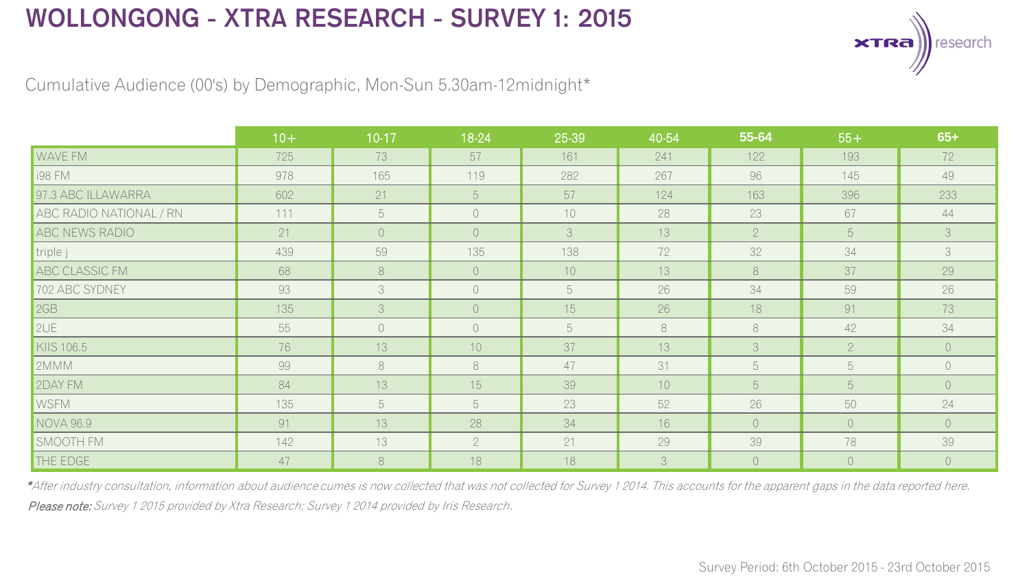# WOLLONGONG - XTRA RESEARCH - SURVEY 1: 2015

Cumulative Audience (00's) by Demographic, Mon-Sun 5.30am-12midnight*

| | 10+ | 10-17 | 18-24 | 25-39 | 40-54 | 55-64 | 55+ | 65+ |
|---|---|---|---|---|---|---|---|---|
| WAVE FM | 725 | 73 | 57 | 161 | 241 | 122 | 193 | 72 |
| i98 FM | 978 | 165 | 119 | 282 | 267 | 96 | 145 | 49 |
| 97.3 ABC ILLAWARRA | 602 | 21 | 5 | 57 | 124 | 163 | 396 | 233 |
| ABC RADIO NATIONAL / RN | 111 | 5 | 0 | 10 | 28 | 23 | 67 | 44 |
| ABC NEWS RADIO | 21 | 0 | 0 | 3 | 13 | 2 | 5 | 3 |
| triple j | 439 | 59 | 135 | 138 | 72 | 32 | 34 | 3 |
| ABC CLASSIC FM | 68 | 8 | 0 | 10 | 13 | 8 | 37 | 29 |
| 702 ABC SYDNEY | 93 | 3 | 0 | 5 | 26 | 34 | 59 | 26 |
| 2GB | 135 | 3 | 0 | 15 | 26 | 18 | 91 | 73 |
| 2UE | 55 | 0 | 0 | 5 | 8 | 8 | 42 | 34 |
| KIIS 106.5 | 76 | 13 | 10 | 37 | 13 | 3 | 2 | 0 |
| 2MMM | 99 | 8 | 8 | 47 | 31 | 5 | 5 | 0 |
| 2DAY FM | 84 | 13 | 15 | 39 | 10 | 5 | 5 | 0 |
| WSFM | 135 | 5 | 5 | 23 | 52 | 26 | 50 | 24 |
| NOVA 96.9 | 91 | 13 | 28 | 34 | 16 | 0 | 0 | 0 |
| SMOOTH FM | 142 | 13 | 2 | 21 | 29 | 39 | 78 | 39 |
| THE EDGE | 47 | 8 | 18 | 18 | 3 | 0 | 0 | 0 |

**\***_After industry consultation, information about audience cumes is now collected that was not collected for Survey 1 2014. This accounts for the apparent gaps in the data reported here._

***Please note:*** _Survey 1 2015 provided by Xtra Research; Survey 1 2014 provided by Iris Research._

Survey Period: 6th October 2015 - 23rd October 2015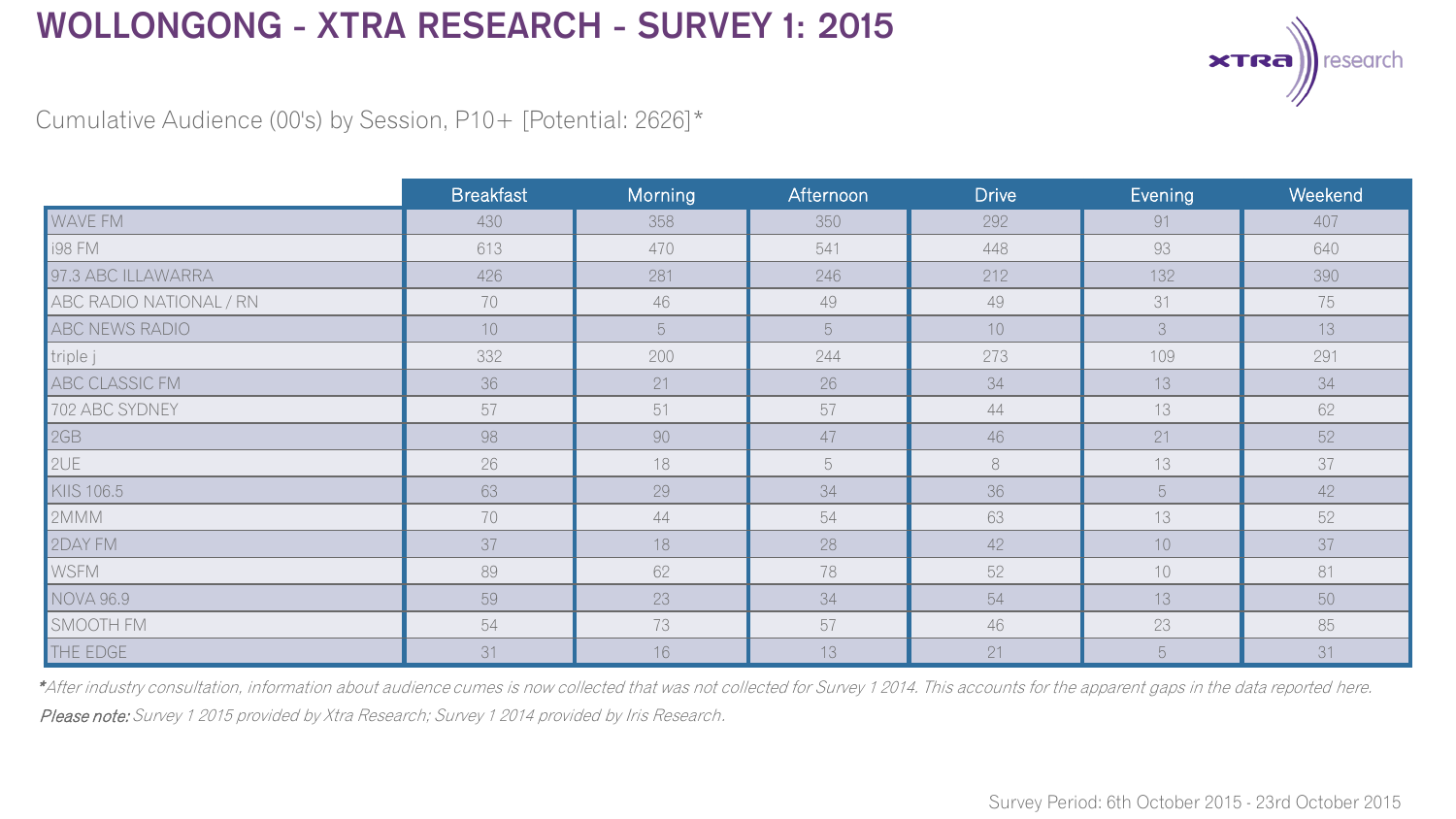# WOLLONGONG - XTRA RESEARCH - SURVEY 1: 2015

Cumulative Audience (00's) by Session, P10+ [Potential: 2626]*

| | Breakfast | Morning | Afternoon | Drive | Evening | Weekend |
|---|---|---|---|---|---|---|
| WAVE FM | 430 | 358 | 350 | 292 | 91 | 407 |
| i98 FM | 613 | 470 | 541 | 448 | 93 | 640 |
| 97.3 ABC ILLAWARRA | 426 | 281 | 246 | 212 | 132 | 390 |
| ABC RADIO NATIONAL / RN | 70 | 46 | 49 | 49 | 31 | 75 |
| ABC NEWS RADIO | 10 | 5 | 5 | 10 | 3 | 13 |
| triple j | 332 | 200 | 244 | 273 | 109 | 291 |
| ABC CLASSIC FM | 36 | 21 | 26 | 34 | 13 | 34 |
| 702 ABC SYDNEY | 57 | 51 | 57 | 44 | 13 | 62 |
| 2GB | 98 | 90 | 47 | 46 | 21 | 52 |
| 2UE | 26 | 18 | 5 | 8 | 13 | 37 |
| KIIS 106.5 | 63 | 29 | 34 | 36 | 5 | 42 |
| 2MMM | 70 | 44 | 54 | 63 | 13 | 52 |
| 2DAY FM | 37 | 18 | 28 | 42 | 10 | 37 |
| WSFM | 89 | 62 | 78 | 52 | 10 | 81 |
| NOVA 96.9 | 59 | 23 | 34 | 54 | 13 | 50 |
| SMOOTH FM | 54 | 73 | 57 | 46 | 23 | 85 |
| THE EDGE | 31 | 16 | 13 | 21 | 5 | 31 |

*\*After industry consultation, information about audience cumes is now collected that was not collected for Survey 1 2014. This accounts for the apparent gaps in the data reported here.*

***Please note:*** *Survey 1 2015 provided by Xtra Research; Survey 1 2014 provided by Iris Research.*

Survey Period: 6th October 2015 - 23rd October 2015